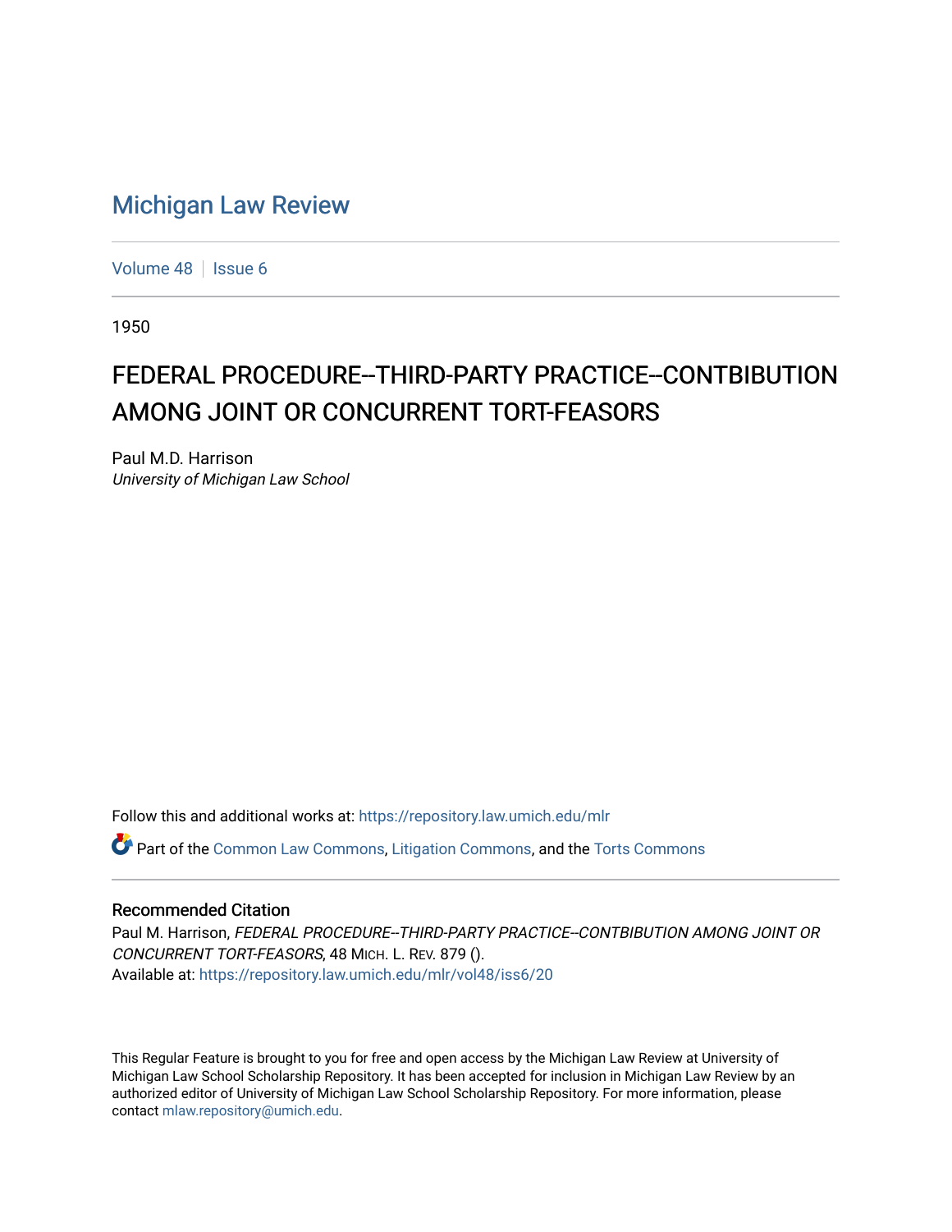# Michigan Law Review

Volume 48 | Issue 6

1950

## FEDERAL PROCEDURE--THIRD-PARTY PRACTICE--CONTBIBUTION AMONG JOINT OR CONCURRENT TORT-FEASORS

Paul M.D. Harrison
*University of Michigan Law School*

Follow this and additional works at: https://repository.law.umich.edu/mlr

Part of the Common Law Commons, Litigation Commons, and the Torts Commons

### Recommended Citation

Paul M. Harrison, *FEDERAL PROCEDURE--THIRD-PARTY PRACTICE--CONTBIBUTION AMONG JOINT OR CONCURRENT TORT-FEASORS*, 48 MICH. L. REV. 879 ().
Available at: https://repository.law.umich.edu/mlr/vol48/iss6/20

This Regular Feature is brought to you for free and open access by the Michigan Law Review at University of Michigan Law School Scholarship Repository. It has been accepted for inclusion in Michigan Law Review by an authorized editor of University of Michigan Law School Scholarship Repository. For more information, please contact mlaw.repository@umich.edu.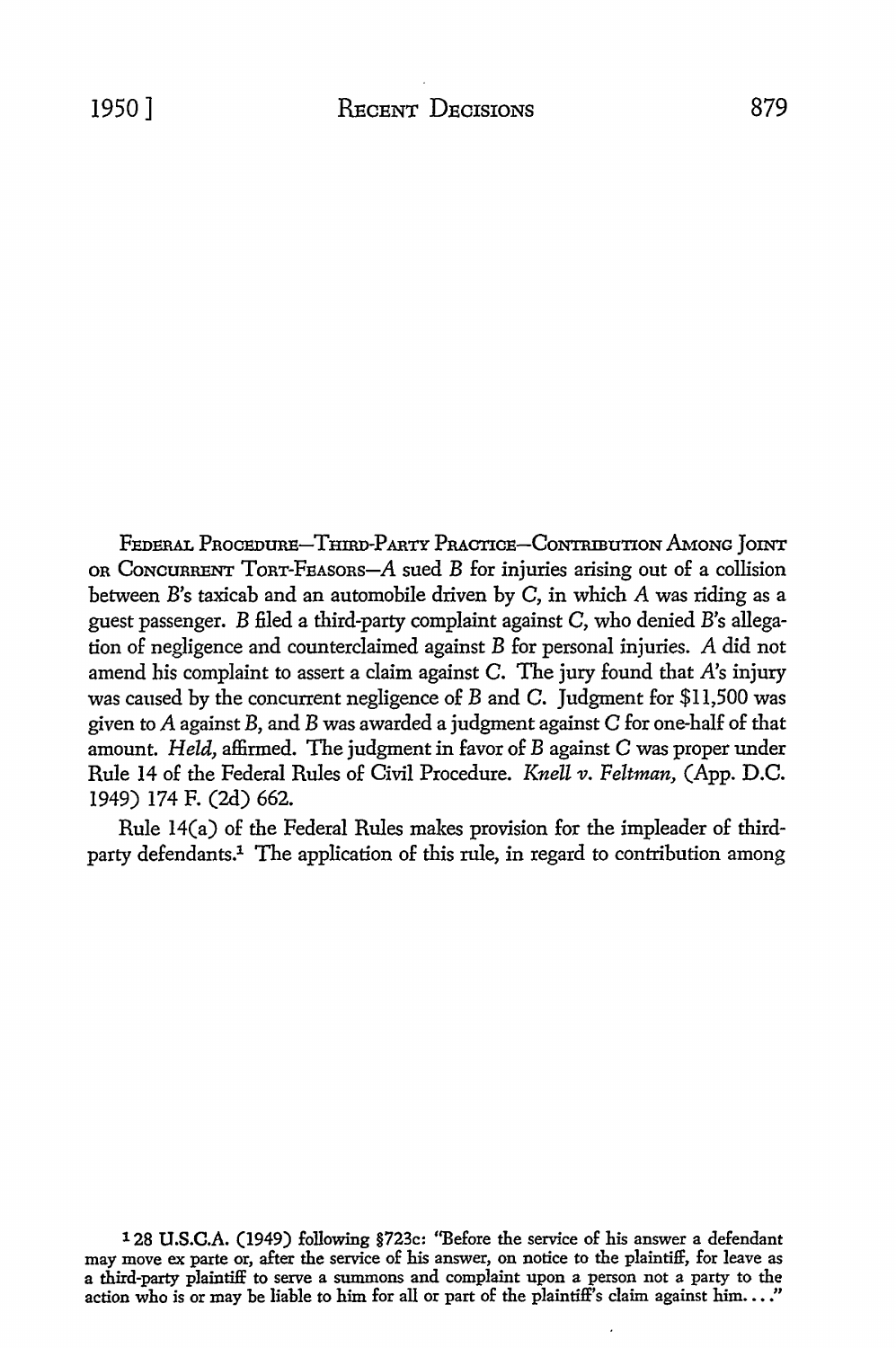FEDERAL PROCEDURE—THIRD-PARTY PRACTICE—CONTRIBUTION AMONG JOINT OR CONCURRENT TORT-FEASORS—*A* sued *B* for injuries arising out of a collision between *B*'s taxicab and an automobile driven by *C*, in which *A* was riding as a guest passenger. *B* filed a third-party complaint against *C*, who denied *B*'s allegation of negligence and counterclaimed against *B* for personal injuries. *A* did not amend his complaint to assert a claim against *C*. The jury found that *A*'s injury was caused by the concurrent negligence of *B* and *C*. Judgment for $11,500 was given to *A* against *B*, and *B* was awarded a judgment against *C* for one-half of that amount. *Held,* affirmed. The judgment in favor of *B* against *C* was proper under Rule 14 of the Federal Rules of Civil Procedure. *Knell v. Feltman,* (App. D.C. 1949) 174 F. (2d) 662.

Rule 14(a) of the Federal Rules makes provision for the impleader of third-party defendants.[1] The application of this rule, in regard to contribution among

[1] 28 U.S.C.A. (1949) following §723c: "Before the service of his answer a defendant may move ex parte or, after the service of his answer, on notice to the plaintiff, for leave as a third-party plaintiff to serve a summons and complaint upon a person not a party to the action who is or may be liable to him for all or part of the plaintiff's claim against him. . . ."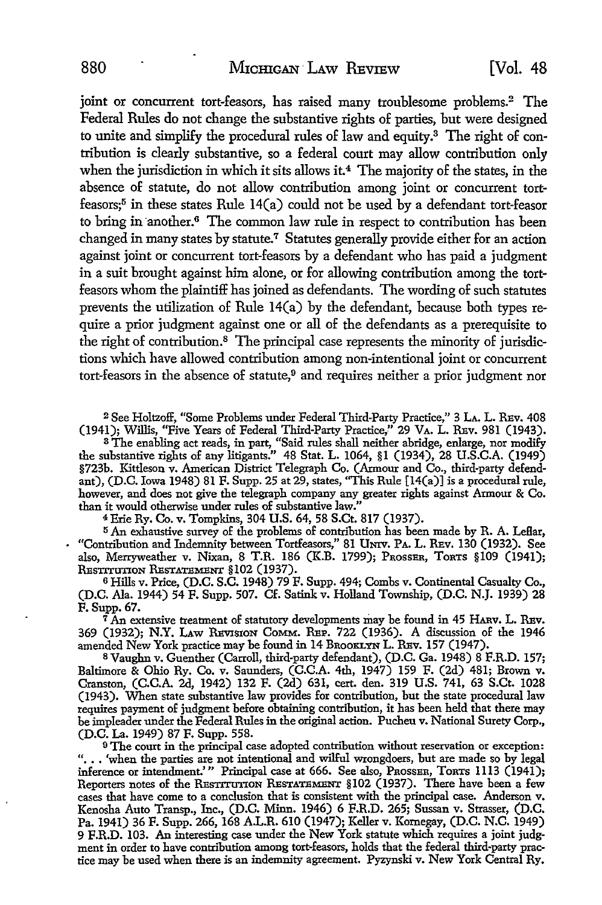joint or concurrent tort-feasors, has raised many troublesome problems.[2] The Federal Rules do not change the substantive rights of parties, but were designed to unite and simplify the procedural rules of law and equity.[3] The right of contribution is clearly substantive, so a federal court may allow contribution only when the jurisdiction in which it sits allows it.[4] The majority of the states, in the absence of statute, do not allow contribution among joint or concurrent tort-feasors;[5] in these states Rule 14(a) could not be used by a defendant tort-feasor to bring in another.[6] The common law rule in respect to contribution has been changed in many states by statute.[7] Statutes generally provide either for an action against joint or concurrent tort-feasors by a defendant who has paid a judgment in a suit brought against him alone, or for allowing contribution among the tort-feasors whom the plaintiff has joined as defendants. The wording of such statutes prevents the utilization of Rule 14(a) by the defendant, because both types require a prior judgment against one or all of the defendants as a prerequisite to the right of contribution.[8] The principal case represents the minority of jurisdictions which have allowed contribution among non-intentional joint or concurrent tort-feasors in the absence of statute,[9] and requires neither a prior judgment nor

---

[2] See Holtzoff, "Some Problems under Federal Third-Party Practice," 3 La. L. Rev. 408 (1941); Willis, "Five Years of Federal Third-Party Practice," 29 Va. L. Rev. 981 (1943).

[3] The enabling act reads, in part, "Said rules shall neither abridge, enlarge, nor modify the substantive rights of any litigants." 48 Stat. L. 1064, §1 (1934), 28 U.S.C.A. (1949) §723b. Kittleson v. American District Telegraph Co. (Armour and Co., third-party defendant), (D.C. Iowa 1948) 81 F. Supp. 25 at 29, states, "This Rule [14(a)] is a procedural rule, however, and does not give the telegraph company any greater rights against Armour & Co. than it would otherwise under rules of substantive law."

[4] Erie Ry. Co. v. Tompkins, 304 U.S. 64, 58 S.Ct. 817 (1937).

[5] An exhaustive survey of the problems of contribution has been made by R. A. Leflar, "Contribution and Indemnity between Tortfeasors," 81 Univ. Pa. L. Rev. 130 (1932). See also, Merryweather v. Nixan, 8 T.R. 186 (K.B. 1799); Prosser, Torts §109 (1941); Restitution Restatement §102 (1937).

[6] Hills v. Price, (D.C. S.C. 1948) 79 F. Supp. 494; Combs v. Continental Casualty Co., (D.C. Ala. 1944) 54 F. Supp. 507. Cf. Satink v. Holland Township, (D.C. N.J. 1939) 28 F. Supp. 67.

[7] An extensive treatment of statutory developments may be found in 45 Harv. L. Rev. 369 (1932); N.Y. Law Revision Comm. Rep. 722 (1936). A discussion of the 1946 amended New York practice may be found in 14 Brooklyn L. Rev. 157 (1947).

[8] Vaughn v. Guenther (Carroll, third-party defendant), (D.C. Ga. 1948) 8 F.R.D. 157; Baltimore & Ohio Ry. Co. v. Saunders, (C.C.A. 4th, 1947) 159 F. (2d) 481; Brown v. Cranston, (C.C.A. 2d, 1942) 132 F. (2d) 631, cert. den. 319 U.S. 741, 63 S.Ct. 1028 (1943). When state substantive law provides for contribution, but the state procedural law requires payment of judgment before obtaining contribution, it has been held that there may be impleader under the Federal Rules in the original action. Pucheu v. National Surety Corp., (D.C. La. 1949) 87 F. Supp. 558.

[9] The court in the principal case adopted contribution without reservation or exception: "... 'when the parties are not intentional and wilful wrongdoers, but are made so by legal inference or intendment.'" Principal case at 666. See also, Prosser, Torts 1113 (1941); Reporters notes of the Restitution Restatement §102 (1937). There have been a few cases that have come to a conclusion that is consistent with the principal case. Anderson v. Kenosha Auto Transp., Inc., (D.C. Minn. 1946) 6 F.R.D. 265; Sussan v. Strasser, (D.C. Pa. 1941) 36 F. Supp. 266, 168 A.L.R. 610 (1947); Keller v. Kornegay, (D.C. N.C. 1949) 9 F.R.D. 103. An interesting case under the New York statute which requires a joint judgment in order to have contribution among tort-feasors, holds that the federal third-party practice may be used when there is an indemnity agreement. Pyzynski v. New York Central Ry.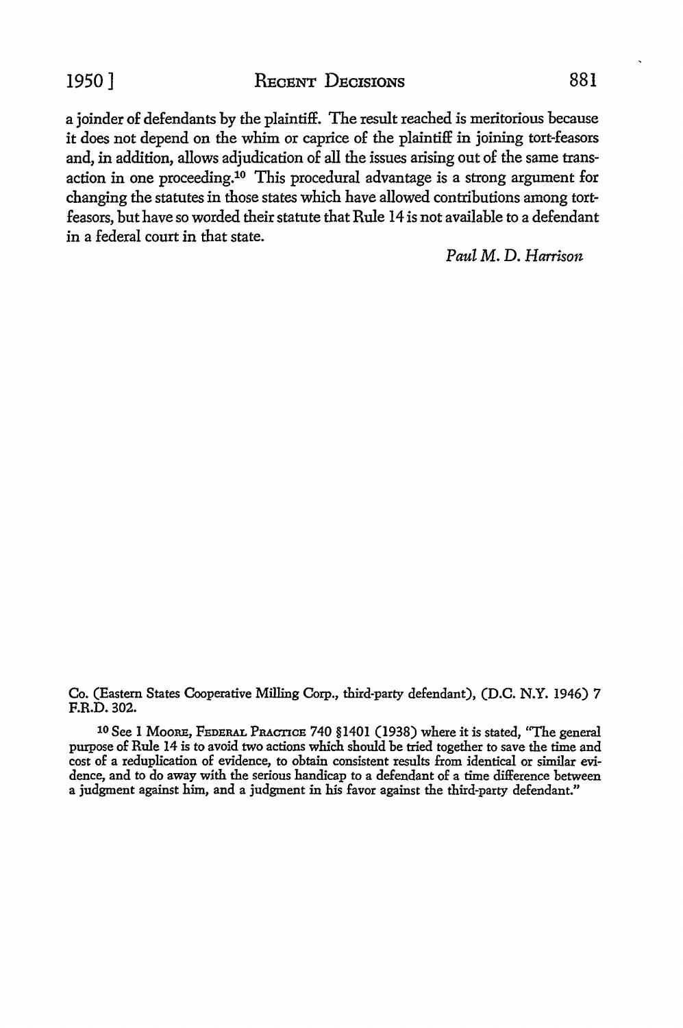a joinder of defendants by the plaintiff. The result reached is meritorious because it does not depend on the whim or caprice of the plaintiff in joining tort-feasors and, in addition, allows adjudication of all the issues arising out of the same transaction in one proceeding.[10] This procedural advantage is a strong argument for changing the statutes in those states which have allowed contributions among tort-feasors, but have so worded their statute that Rule 14 is not available to a defendant in a federal court in that state.

*Paul M. D. Harrison*

---

Co. (Eastern States Cooperative Milling Corp., third-party defendant), (D.C. N.Y. 1946) 7 F.R.D. 302.

[10] See 1 MOORE, FEDERAL PRACTICE 740 §1401 (1938) where it is stated, "The general purpose of Rule 14 is to avoid two actions which should be tried together to save the time and cost of a reduplication of evidence, to obtain consistent results from identical or similar evidence, and to do away with the serious handicap to a defendant of a time difference between a judgment against him, and a judgment in his favor against the third-party defendant."